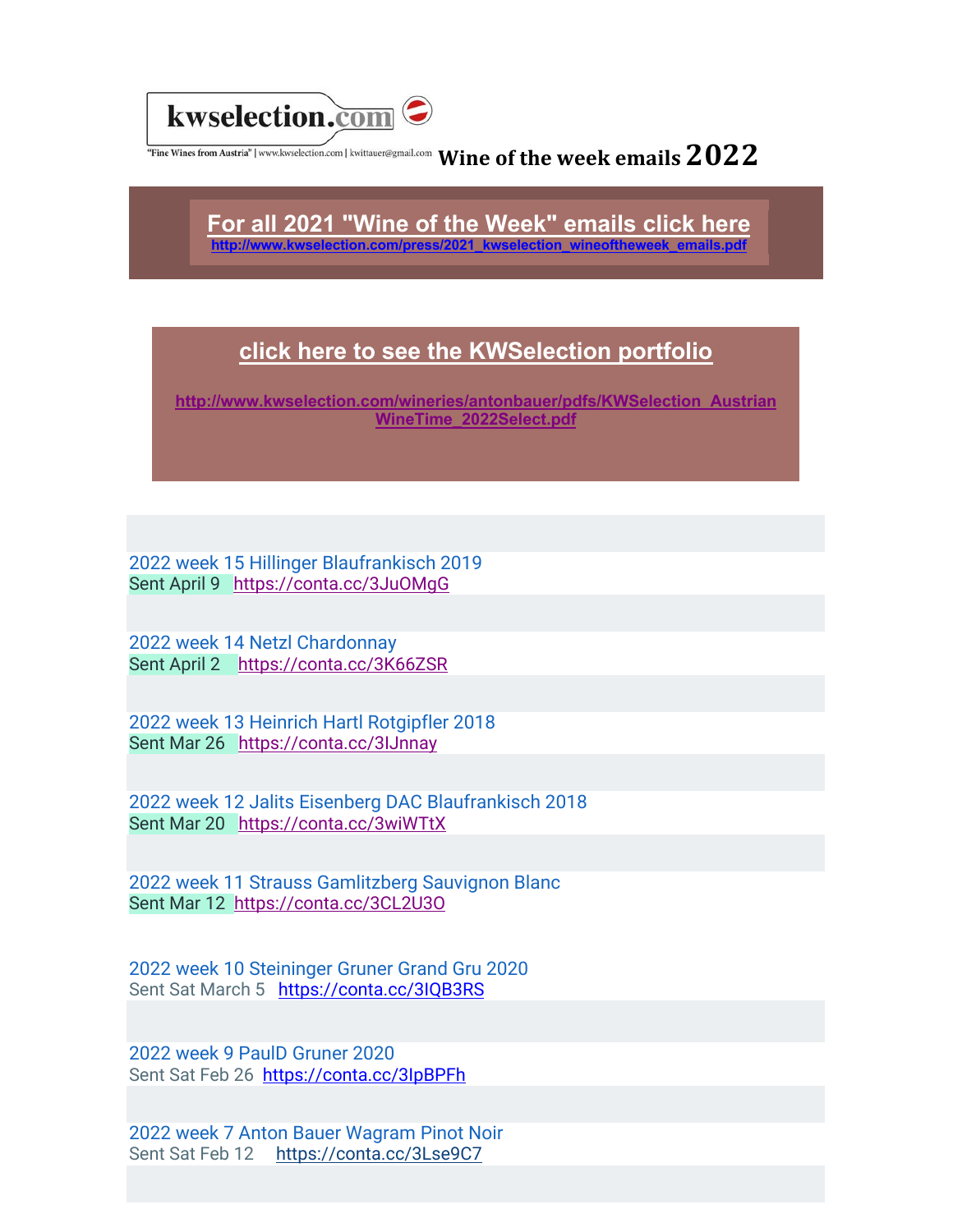kwselection.com

"Fine Wines from Austria" | www.kwselection.com | kwittauer@gmail.com

# Wine of the week emails 2022

**For all 2021 "Wine of the Week" emails click here**
**http://www.kwselection.com/press/2021_kwselection_wineoftheweek_emails.pdf**

**click here to see the KWSelection portfolio**

**http://www.kwselection.com/wineries/antonbauer/pdfs/KWSelection_Austrian WineTime_2022Select.pdf**

2022 week 15 Hillinger Blaufrankisch 2019
Sent April 9 https://conta.cc/3JuOMgG

2022 week 14 Netzl Chardonnay
Sent April 2 https://conta.cc/3K66ZSR

2022 week 13 Heinrich Hartl Rotgipfler 2018
Sent Mar 26 https://conta.cc/3lJnnay

2022 week 12 Jalits Eisenberg DAC Blaufrankisch 2018
Sent Mar 20 https://conta.cc/3wiWTtX

2022 week 11 Strauss Gamlitzberg Sauvignon Blanc
Sent Mar 12 https://conta.cc/3CL2U3O

2022 week 10 Steininger Gruner Grand Gru 2020
Sent Sat March 5 https://conta.cc/3IQB3RS

2022 week 9 PaulD Gruner 2020
Sent Sat Feb 26 https://conta.cc/3IpBPFh

2022 week 7 Anton Bauer Wagram Pinot Noir
Sent Sat Feb 12 https://conta.cc/3Lse9C7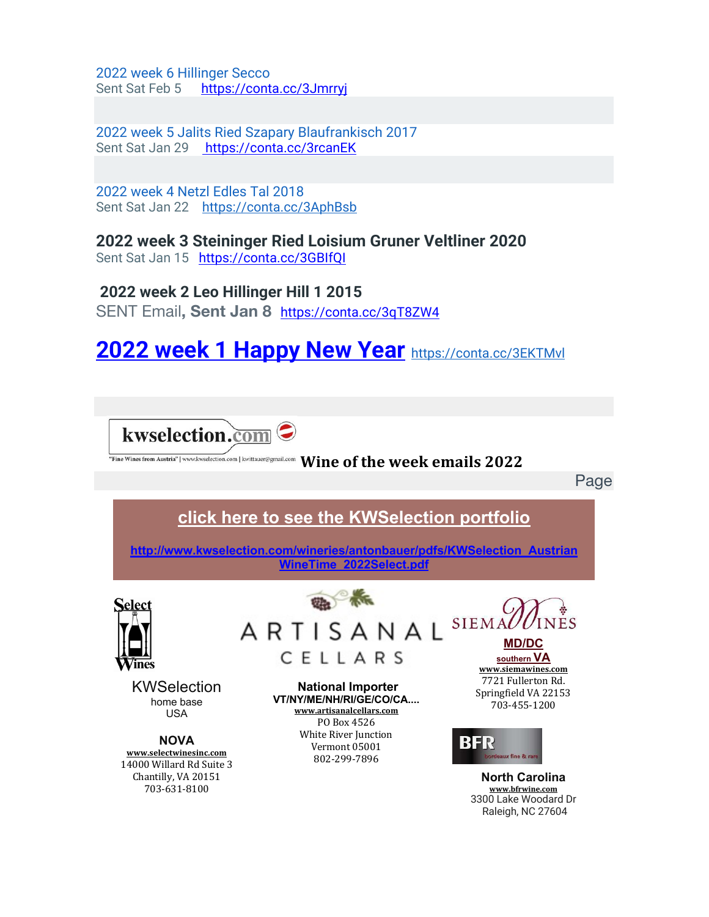2022 week 6 Hillinger Secco
Sent Sat Feb 5 https://conta.cc/3Jmrryj

2022 week 5 Jalits Ried Szapary Blaufrankisch 2017
Sent Sat Jan 29 https://conta.cc/3rcanEK

2022 week 4 Netzl Edles Tal 2018
Sent Sat Jan 22 https://conta.cc/3AphBsb

**2022 week 3 Steininger Ried Loisium Gruner Veltliner 2020**
Sent Sat Jan 15 https://conta.cc/3GBIfQI

**2022 week 2 Leo Hillinger Hill 1 2015**
SENT Email, **Sent Jan 8** https://conta.cc/3qT8ZW4

## 2022 week 1 Happy New Year https://conta.cc/3EKTMvl

kwselection.com
"Fine Wines from Austria" | www.kwselection.com | kwittauer@gmail.com

**Wine of the week emails 2022**

Page

**click here to see the KWSelection portfolio**

**http://www.kwselection.com/wineries/antonbauer/pdfs/KWSelection_Austrian WineTime_2022Select.pdf**

Select Wines

KWSelection
home base
USA

**NOVA**
**www.selectwinesinc.com**
14000 Willard Rd Suite 3
Chantilly, VA 20151
703-631-8100

ARTISANAL CELLARS

**National Importer**
**VT/NY/ME/NH/RI/GE/CO/CA....**
**www.artisanalcellars.com**
PO Box 4526
White River Junction
Vermont 05001
802-299-7896

SIEMA WINES

**MD/DC**
**southern VA**
**www.siemawines.com**
7721 Fullerton Rd.
Springfield VA 22153
703-455-1200

BFR bordeaux fine & rare

**North Carolina**
**www.bfrwine.com**
3300 Lake Woodard Dr
Raleigh, NC 27604